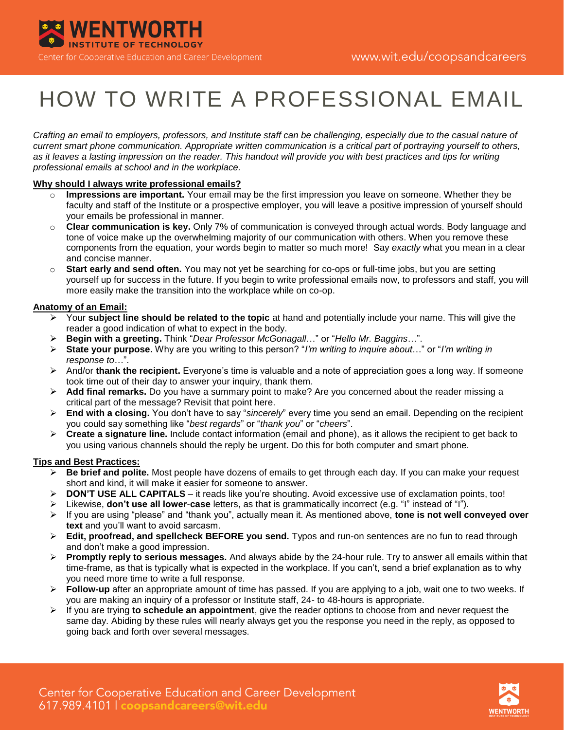# HOW TO WRITE A PROFESSIONAL EMAIL

*Crafting an email to employers, professors, and Institute staff can be challenging, especially due to the casual nature of current smart phone communication. Appropriate written communication is a critical part of portraying yourself to others, as it leaves a lasting impression on the reader. This handout will provide you with best practices and tips for writing professional emails at school and in the workplace.*

## Why should I always write professional emails?

- **Impressions are important.** Your email may be the first impression you leave on someone. Whether they be faculty and staff of the Institute or a prospective employer, you will leave a positive impression of yourself should your emails be professional in manner.
- **Clear communication is key.** Only 7% of communication is conveyed through actual words. Body language and tone of voice make up the overwhelming majority of our communication with others. When you remove these components from the equation, your words begin to matter so much more! Say *exactly* what you mean in a clear and concise manner.
- **Start early and send often.** You may not yet be searching for co-ops or full-time jobs, but you are setting yourself up for success in the future. If you begin to write professional emails now, to professors and staff, you will more easily make the transition into the workplace while on co-op.

## Anatomy of an Email:

- Your **subject line should be related to the topic** at hand and potentially include your name. This will give the reader a good indication of what to expect in the body.
- **Begin with a greeting.** Think "*Dear Professor McGonagall*…" or "*Hello Mr. Baggins*…".
- **State your purpose.** Why are you writing to this person? "*I'm writing to inquire about*…" or "*I'm writing in response to*…".
- And/or **thank the recipient.** Everyone's time is valuable and a note of appreciation goes a long way. If someone took time out of their day to answer your inquiry, thank them.
- **Add final remarks.** Do you have a summary point to make? Are you concerned about the reader missing a critical part of the message? Revisit that point here.
- **End with a closing.** You don't have to say "*sincerely*" every time you send an email. Depending on the recipient you could say something like "*best regards*" or "*thank you*" or "*cheers*".
- **Create a signature line.** Include contact information (email and phone), as it allows the recipient to get back to you using various channels should the reply be urgent. Do this for both computer and smart phone.

## Tips and Best Practices:

- **Be brief and polite.** Most people have dozens of emails to get through each day. If you can make your request short and kind, it will make it easier for someone to answer.
- **DON'T USE ALL CAPITALS** – it reads like you're shouting. Avoid excessive use of exclamation points, too!
- Likewise, **don't use all lower-case** letters, as that is grammatically incorrect (e.g. "I" instead of "i").
- If you are using "please" and "thank you", actually mean it. As mentioned above, **tone is not well conveyed over text** and you'll want to avoid sarcasm.
- **Edit, proofread, and spellcheck BEFORE you send.** Typos and run-on sentences are no fun to read through and don't make a good impression.
- **Promptly reply to serious messages.** And always abide by the 24-hour rule. Try to answer all emails within that time-frame, as that is typically what is expected in the workplace. If you can't, send a brief explanation as to why you need more time to write a full response.
- **Follow-up** after an appropriate amount of time has passed. If you are applying to a job, wait one to two weeks. If you are making an inquiry of a professor or Institute staff, 24- to 48-hours is appropriate.
- If you are trying **to schedule an appointment**, give the reader options to choose from and never request the same day. Abiding by these rules will nearly always get you the response you need in the reply, as opposed to going back and forth over several messages.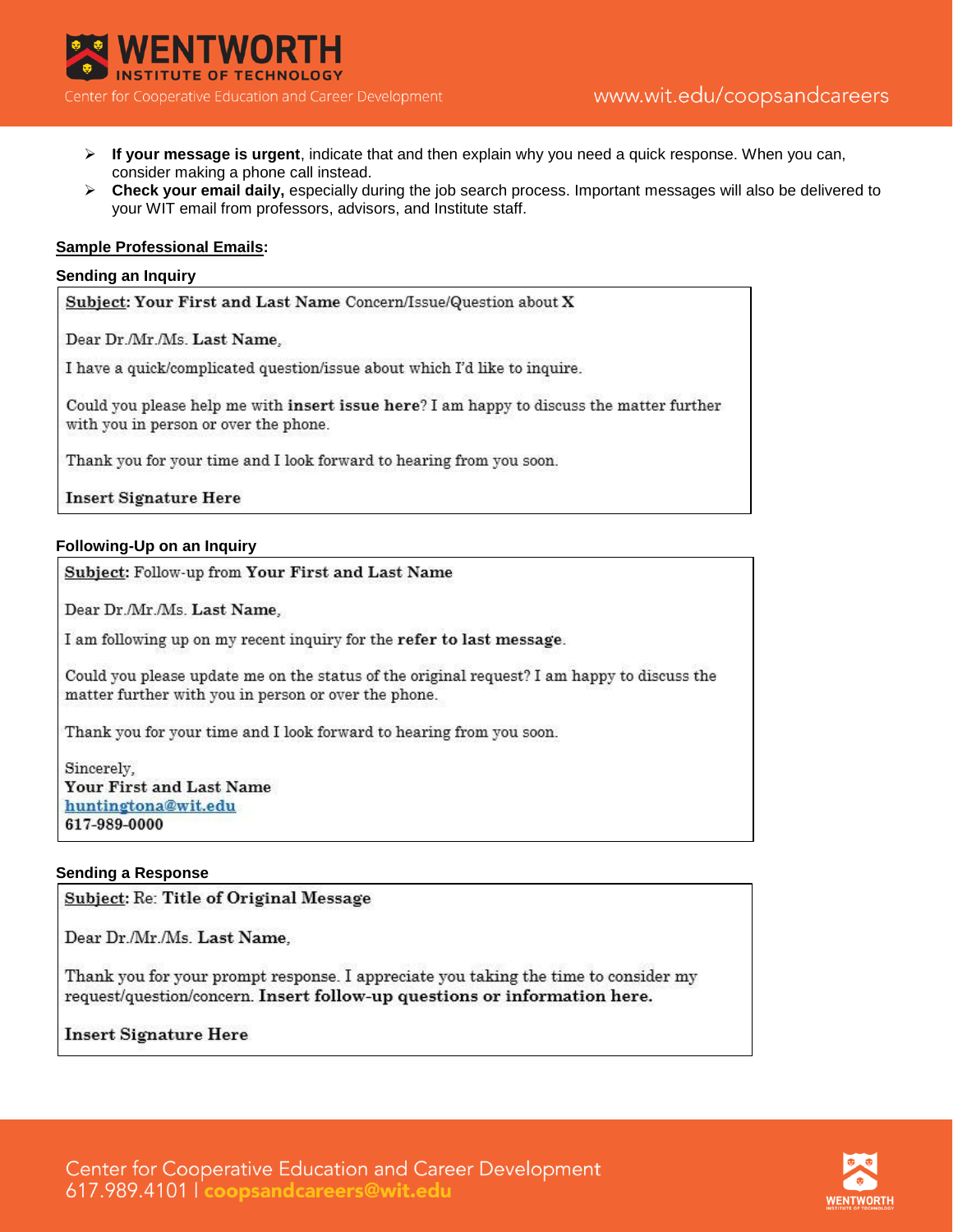- **If your message is urgent**, indicate that and then explain why you need a quick response. When you can, consider making a phone call instead.
- **Check your email daily,** especially during the job search process. Important messages will also be delivered to your WIT email from professors, advisors, and Institute staff.

**Sample Professional Emails:**

**Sending an Inquiry**

> **Subject: Your First and Last Name** Concern/Issue/Question about **X**
>
> Dear Dr./Mr./Ms. **Last Name**,
>
> I have a quick/complicated question/issue about which I'd like to inquire.
>
> Could you please help me with **insert issue here**? I am happy to discuss the matter further with you in person or over the phone.
>
> Thank you for your time and I look forward to hearing from you soon.
>
> **Insert Signature Here**

**Following-Up on an Inquiry**

> **Subject**: Follow-up from **Your First and Last Name**
>
> Dear Dr./Mr./Ms. **Last Name**,
>
> I am following up on my recent inquiry for the **refer to last message**.
>
> Could you please update me on the status of the original request? I am happy to discuss the matter further with you in person or over the phone.
>
> Thank you for your time and I look forward to hearing from you soon.
>
> Sincerely,
> **Your First and Last Name**
> **huntingtona@wit.edu**
> **617-989-0000**

**Sending a Response**

> **Subject**: Re: **Title of Original Message**
>
> Dear Dr./Mr./Ms. **Last Name**,
>
> Thank you for your prompt response. I appreciate you taking the time to consider my request/question/concern. **Insert follow-up questions or information here.**
>
> **Insert Signature Here**